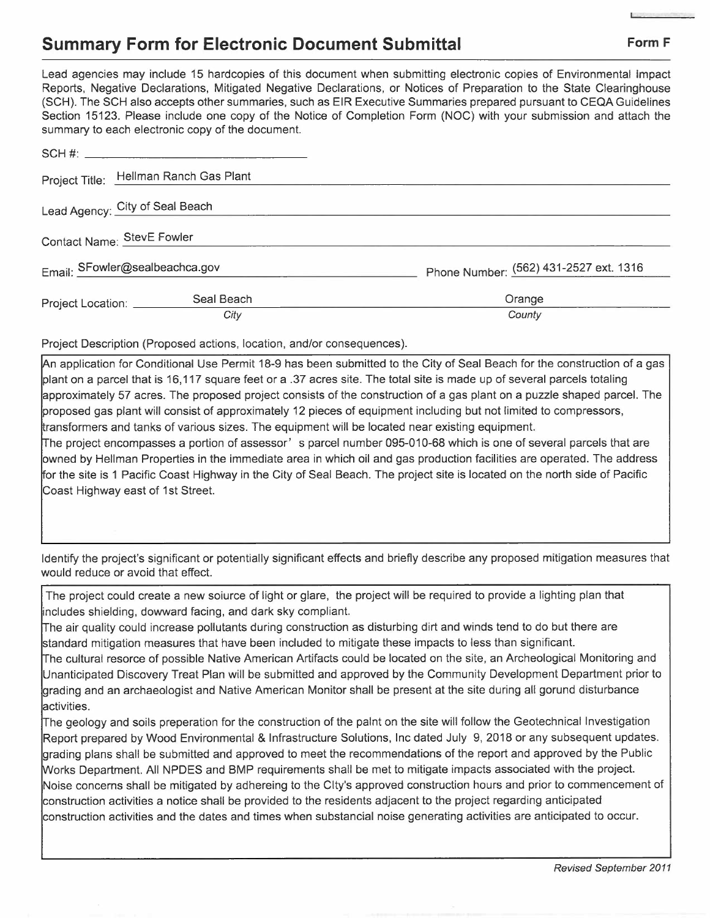## Summary Form for Electronic Document Submittal

**Form F**

Lead agencies may include 15 hardcopies of this document when submitting electronic copies of Environmental Impact Reports, Negative Declarations, Mitigated Negative Declarations, or Notices of Preparation to the State Clearinghouse (SCH). The SCH also accepts other summaries, such as EIR Executive Summaries prepared pursuant to CEQA Guidelines Section 15123. Please include one copy of the Notice of Completion Form (NOC) with your submission and attach the summary to each electronic copy of the document.

SCH #: ______________________

Project Title: Hellman Ranch Gas Plant

Lead Agency: City of Seal Beach

Contact Name: StevE Fowler

Email: SFowler@sealbeachca.gov    Phone Number: (562) 431-2527 ext. 1316

Project Location: Seal Beach (*City*)    Orange (*County*)

Project Description (Proposed actions, location, and/or consequences).

An application for Conditional Use Permit 18-9 has been submitted to the City of Seal Beach for the construction of a gas plant on a parcel that is 16,117 square feet or a .37 acres site. The total site is made up of several parcels totaling approximately 57 acres. The proposed project consists of the construction of a gas plant on a puzzle shaped parcel. The proposed gas plant will consist of approximately 12 pieces of equipment including but not limited to compressors, transformers and tanks of various sizes. The equipment will be located near existing equipment.
The project encompasses a portion of assessor' s parcel number 095-010-68 which is one of several parcels that are owned by Hellman Properties in the immediate area in which oil and gas production facilities are operated. The address for the site is 1 Pacific Coast Highway in the City of Seal Beach. The project site is located on the north side of Pacific Coast Highway east of 1st Street.

Identify the project's significant or potentially significant effects and briefly describe any proposed mitigation measures that would reduce or avoid that effect.

The project could create a new soiurce of light or glare, the project will be required to provide a lighting plan that includes shielding, dowward facing, and dark sky compliant.
The air quality could increase pollutants during construction as disturbing dirt and winds tend to do but there are standard mitigation measures that have been included to mitigate these impacts to less than significant.
The cultural resorce of possible Native American Artifacts could be located on the site, an Archeological Monitoring and Unanticipated Discovery Treat Plan will be submitted and approved by the Community Development Department prior to grading and an archaeologist and Native American Monitor shall be present at the site during all gorund disturbance activities.
The geology and soils preperation for the construction of the palnt on the site will follow the Geotechnical Investigation Report prepared by Wood Environmental & Infrastructure Solutions, Inc dated July 9, 2018 or any subsequent updates. grading plans shall be submitted and approved to meet the recommendations of the report and approved by the Public Works Department. All NPDES and BMP requirements shall be met to mitigate impacts associated with the project.
Noise concerns shall be mitigated by adhereing to the CIty's approved construction hours and prior to commencement of construction activities a notice shall be provided to the residents adjacent to the project regarding anticipated construction activities and the dates and times when substancial noise generating activities are anticipated to occur.

*Revised September 2011*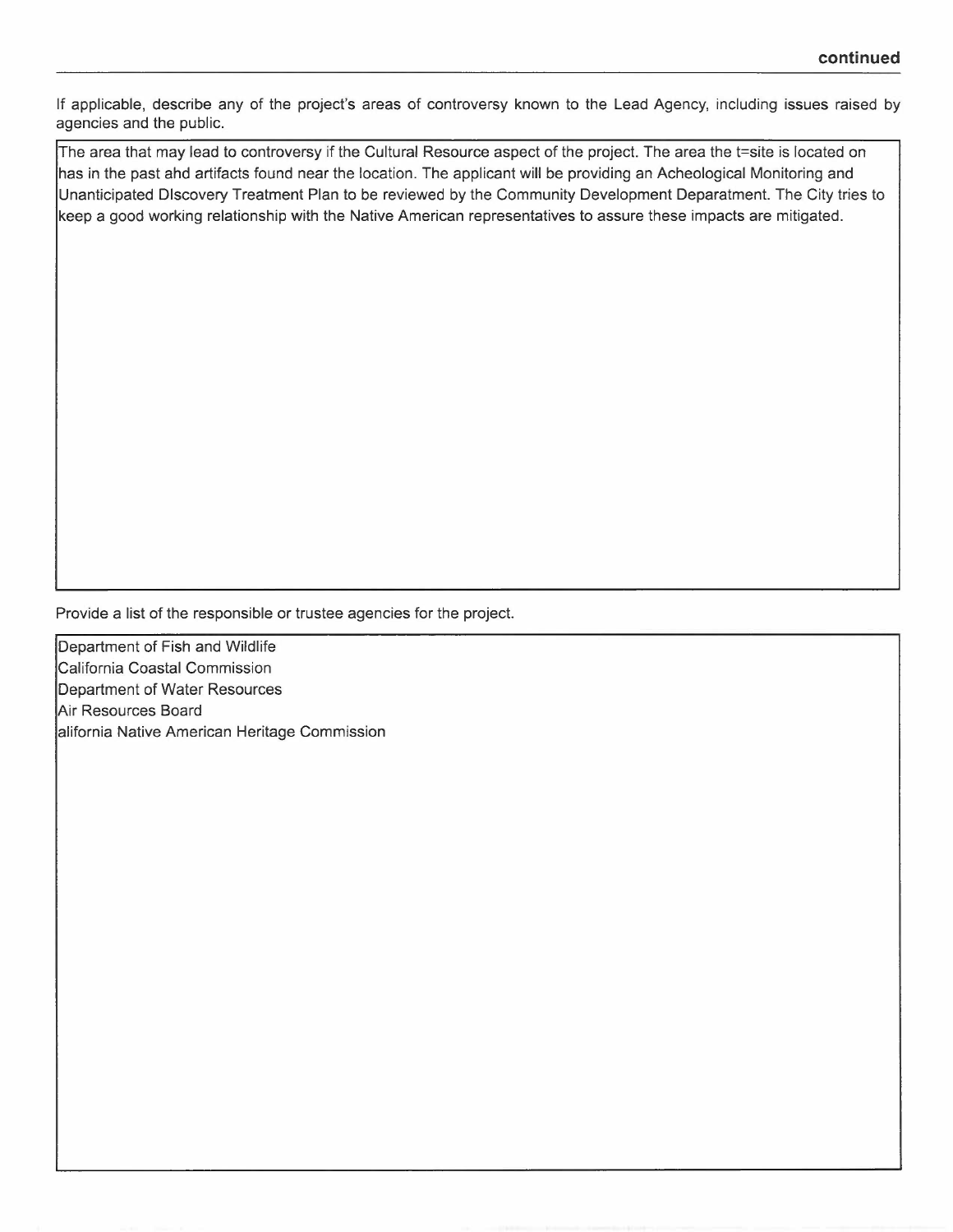**continued**

If applicable, describe any of the project's areas of controversy known to the Lead Agency, including issues raised by agencies and the public.

The area that may lead to controversy if the Cultural Resource aspect of the project. The area the t=site is located on has in the past ahd artifacts found near the location. The applicant will be providing an Acheological Monitoring and Unanticipated DIscovery Treatment Plan to be reviewed by the Community Development Deparatment. The City tries to keep a good working relationship with the Native American representatives to assure these impacts are mitigated.

Provide a list of the responsible or trustee agencies for the project.

Department of Fish and Wildlife
California Coastal Commission
Department of Water Resources
Air Resources Board
alifornia Native American Heritage Commission